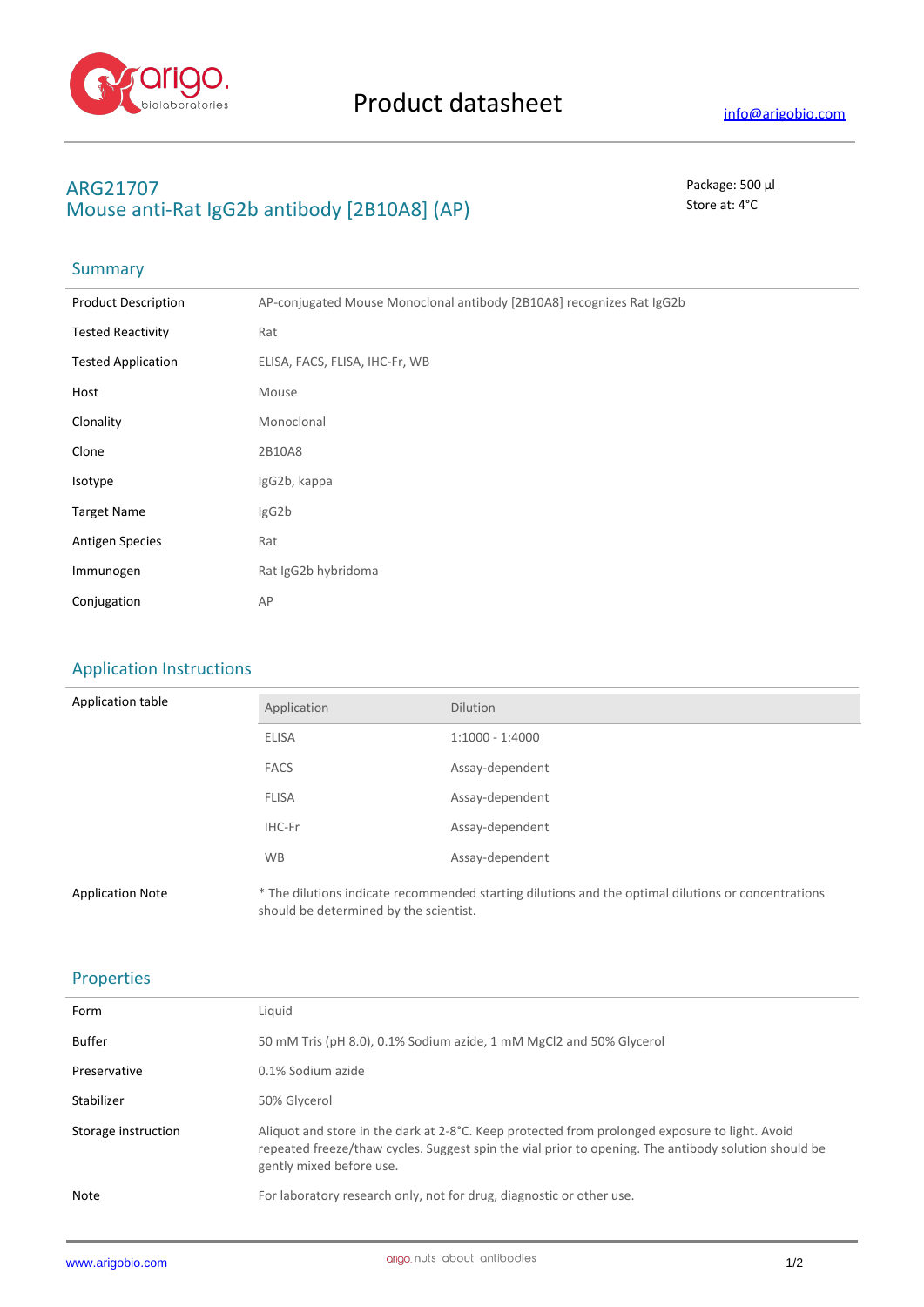# Product datasheet

info@arigobio.com

## ARG21707
## Mouse anti-Rat IgG2b antibody [2B10A8] (AP)

Package: 500 μl
Store at: 4°C

### Summary

| | |
|---|---|
| Product Description | AP-conjugated Mouse Monoclonal antibody [2B10A8] recognizes Rat IgG2b |
| Tested Reactivity | Rat |
| Tested Application | ELISA, FACS, FLISA, IHC-Fr, WB |
| Host | Mouse |
| Clonality | Monoclonal |
| Clone | 2B10A8 |
| Isotype | IgG2b, kappa |
| Target Name | IgG2b |
| Antigen Species | Rat |
| Immunogen | Rat IgG2b hybridoma |
| Conjugation | AP |

### Application Instructions

Application table

| Application | Dilution |
|---|---|
| ELISA | 1:1000 - 1:4000 |
| FACS | Assay-dependent |
| FLISA | Assay-dependent |
| IHC-Fr | Assay-dependent |
| WB | Assay-dependent |

Application Note: * The dilutions indicate recommended starting dilutions and the optimal dilutions or concentrations should be determined by the scientist.

### Properties

| | |
|---|---|
| Form | Liquid |
| Buffer | 50 mM Tris (pH 8.0), 0.1% Sodium azide, 1 mM $MgCl_2$ and 50% Glycerol |
| Preservative | 0.1% Sodium azide |
| Stabilizer | 50% Glycerol |
| Storage instruction | Aliquot and store in the dark at 2-8°C. Keep protected from prolonged exposure to light. Avoid repeated freeze/thaw cycles. Suggest spin the vial prior to opening. The antibody solution should be gently mixed before use. |
| Note | For laboratory research only, not for drug, diagnostic or other use. |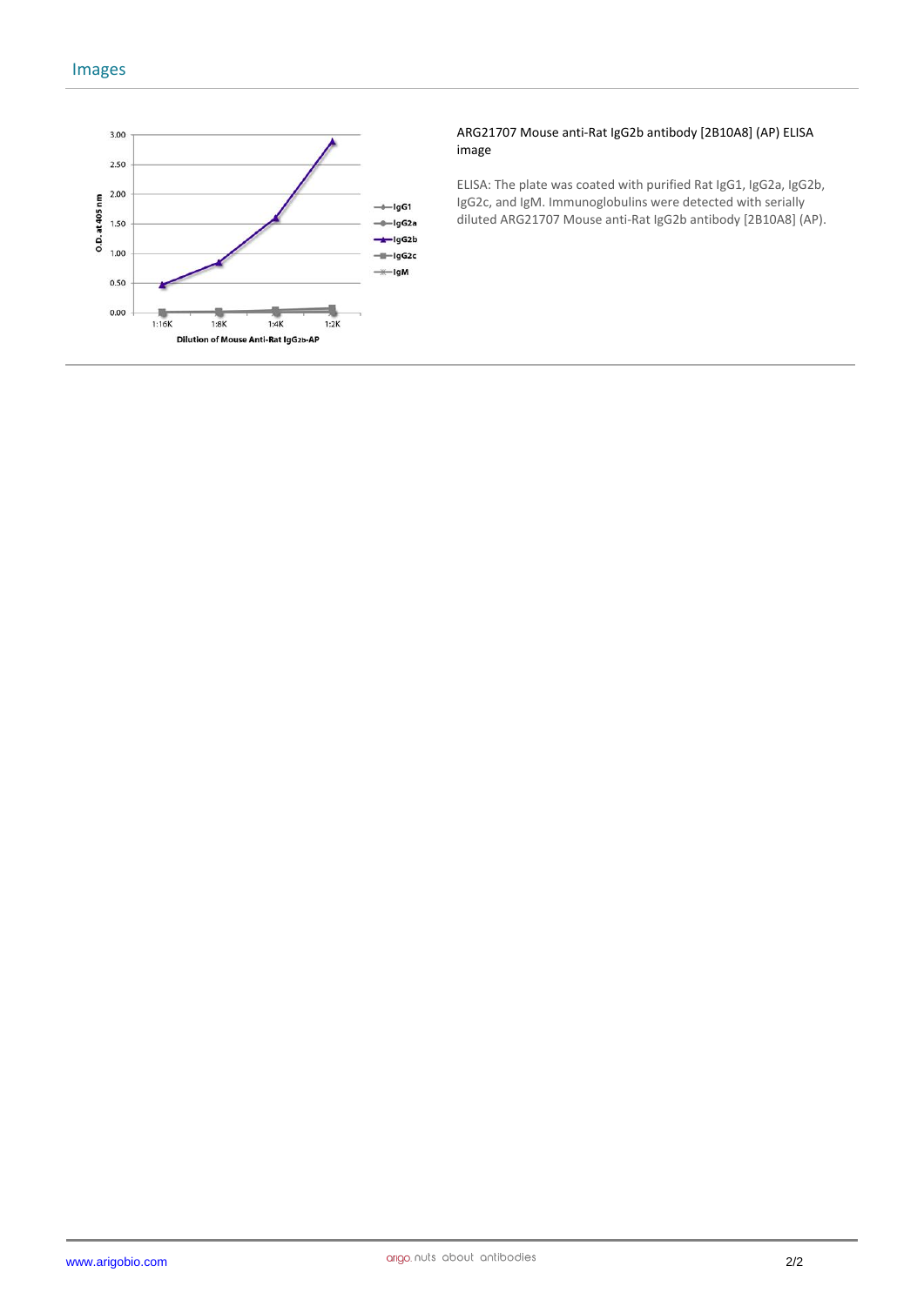## Images

3.00
2.50
2.00
1.50
1.00
0.50
0.00

O.D. at 405 nm

1:16K
1:8K
1:4K
1:2K

Dilution of Mouse Anti-Rat IgG2b-AP

IgG1
IgG2a
IgG2b
IgG2c
IgM

ARG21707 Mouse anti-Rat IgG2b antibody [2B10A8] (AP) ELISA image

ELISA: The plate was coated with purified Rat IgG1, IgG2a, IgG2b, IgG2c, and IgM. Immunoglobulins were detected with serially diluted ARG21707 Mouse anti-Rat IgG2b antibody [2B10A8] (AP).